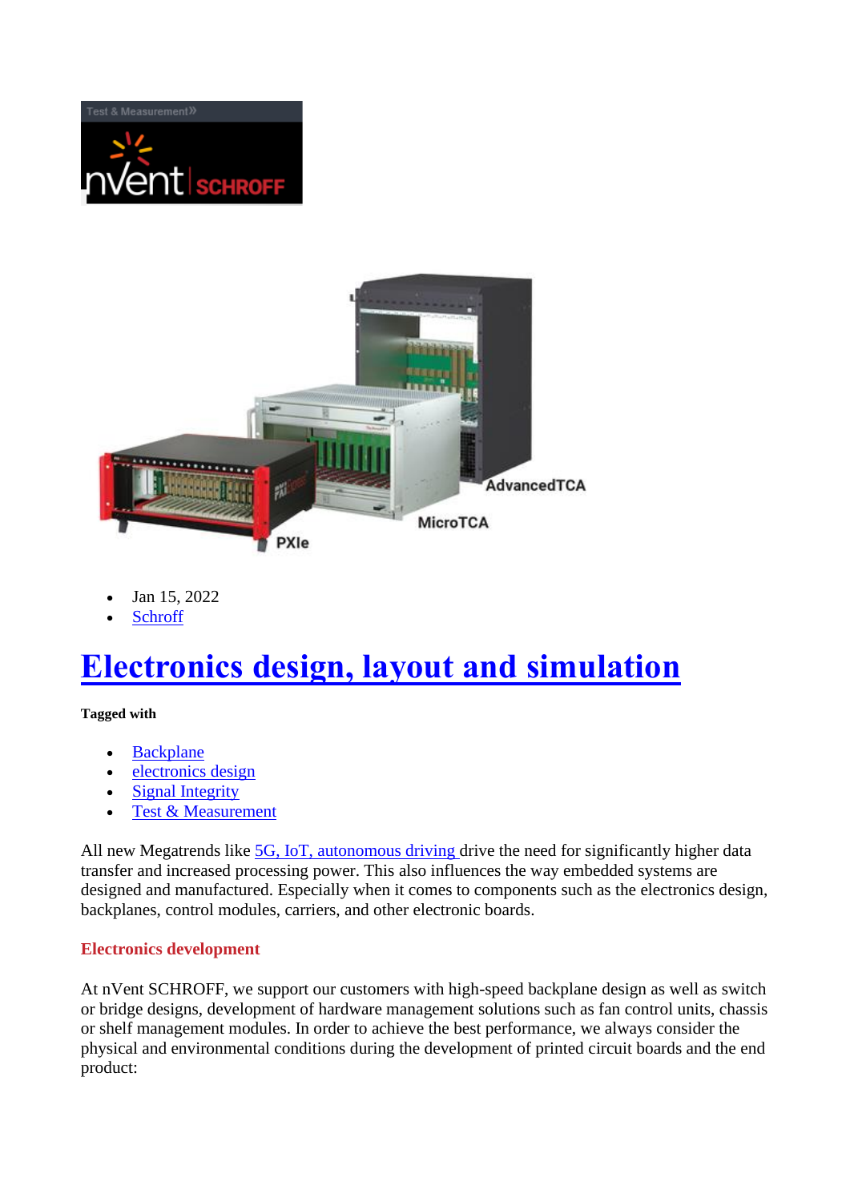- Jan 15, 2022
- [Schroff]

# [Electronics design, layout and simulation]

**Tagged with**

- [Backplane]
- [electronics design]
- [Signal Integrity]
- [Test & Measurement]

All new Megatrends like [5G, IoT, autonomous driving] drive the need for significantly higher data transfer and increased processing power. This also influences the way embedded systems are designed and manufactured. Especially when it comes to components such as the electronics design, backplanes, control modules, carriers, and other electronic boards.

### Electronics development

At nVent SCHROFF, we support our customers with high-speed backplane design as well as switch or bridge designs, development of hardware management solutions such as fan control units, chassis or shelf management modules. In order to achieve the best performance, we always consider the physical and environmental conditions during the development of printed circuit boards and the end product: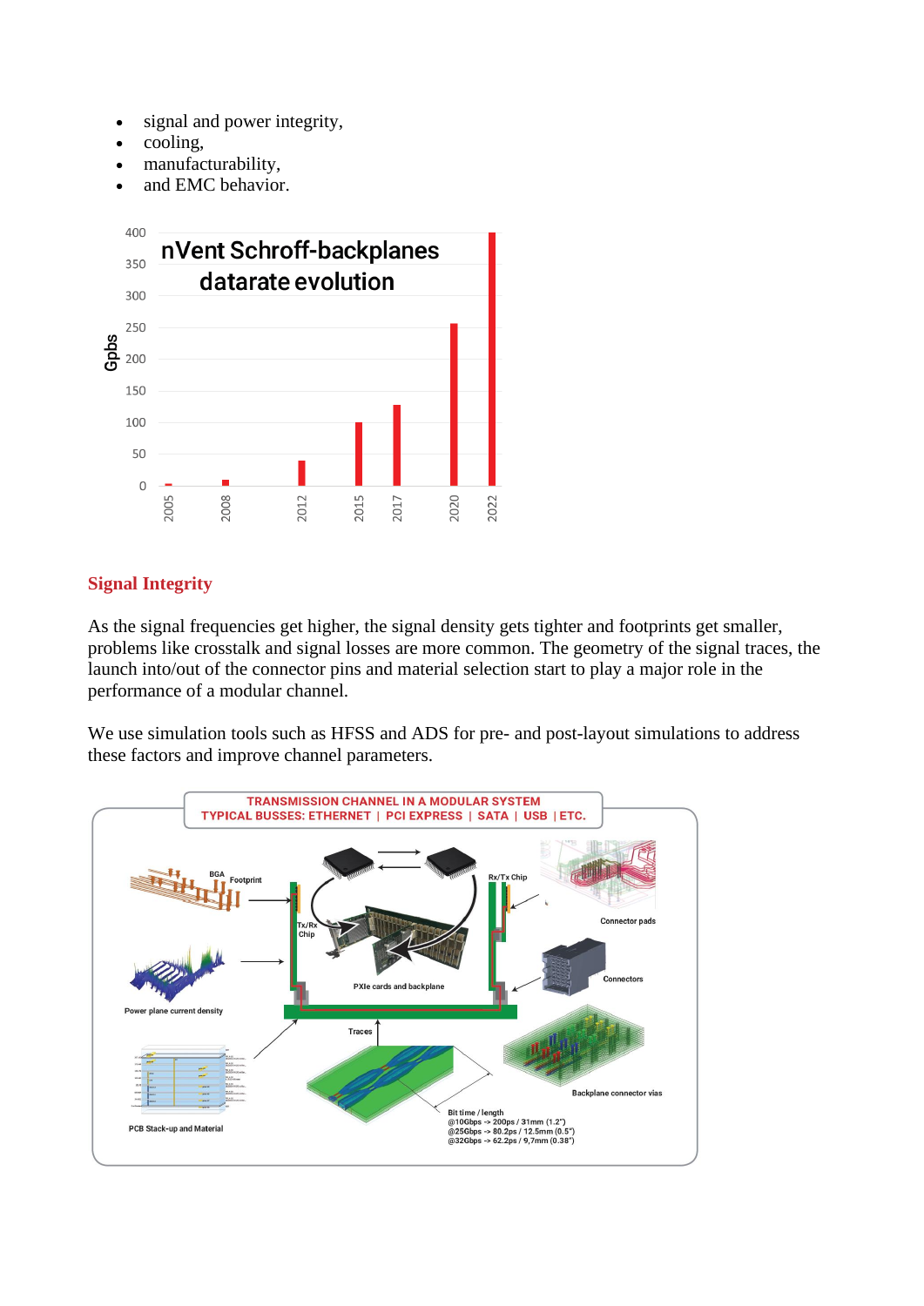- signal and power integrity,
- cooling,
- manufacturability,
- and EMC behavior.

nVent Schroff-backplanes
datarate evolution

Gpbs

400
350
300
250
200
150
100
50
0

2005
2008
2012
2015
2017
2020
2022

## Signal Integrity

As the signal frequencies get higher, the signal density gets tighter and footprints get smaller, problems like crosstalk and signal losses are more common. The geometry of the signal traces, the launch into/out of the connector pins and material selection start to play a major role in the performance of a modular channel.

We use simulation tools such as HFSS and ADS for pre- and post-layout simulations to address these factors and improve channel parameters.

TRANSMISSION CHANNEL IN A MODULAR SYSTEM
TYPICAL BUSSES: ETHERNET | PCI EXPRESS | SATA | USB | ETC.

BGA
Footprint
Tx/Rx Chip
Rx/Tx Chip
Connector pads
Power plane current density
PXIe cards and backplane
Connectors
Traces
Backplane connector vias
PCB Stack-up and Material

Bit time / length
@10Gbps -> 200ps / 31mm (1.2")
@25Gbps -> 80.2ps / 12.5mm (0.5")
@32Gbps -> 62.2ps / 9,7mm (0.38")